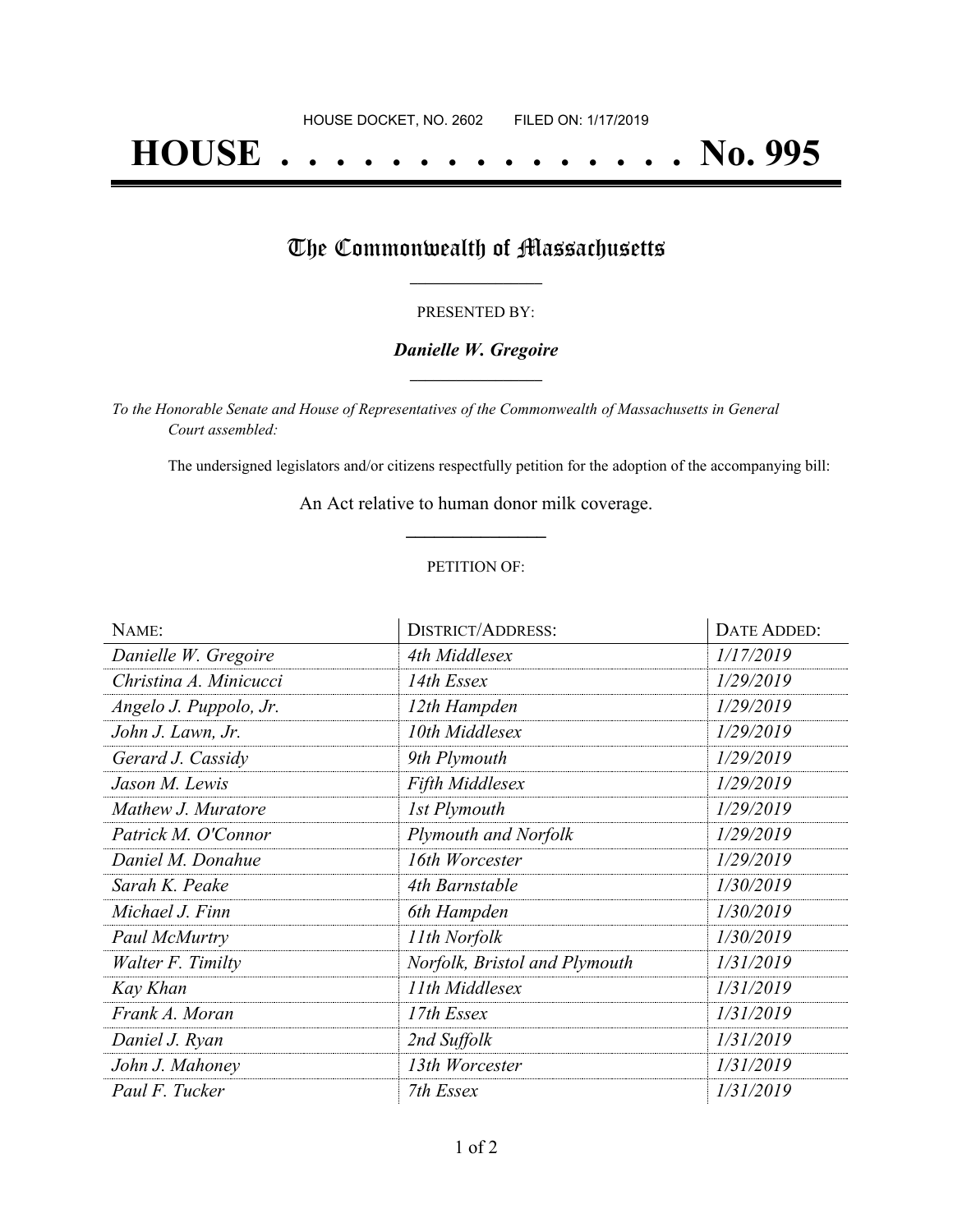HOUSE DOCKET, NO. 2602 FILED ON: 1/17/2019

# HOUSE . . . . . . . . . . . . . . . . No. 995

## The Commonwealth of Massachusetts

PRESENTED BY:

***Danielle W. Gregoire***

*To the Honorable Senate and House of Representatives of the Commonwealth of Massachusetts in General Court assembled:*

The undersigned legislators and/or citizens respectfully petition for the adoption of the accompanying bill:

An Act relative to human donor milk coverage.

PETITION OF:

| NAME: | DISTRICT/ADDRESS: | DATE ADDED: |
|---|---|---|
| *Danielle W. Gregoire* | *4th Middlesex* | *1/17/2019* |
| *Christina A. Minicucci* | *14th Essex* | *1/29/2019* |
| *Angelo J. Puppolo, Jr.* | *12th Hampden* | *1/29/2019* |
| *John J. Lawn, Jr.* | *10th Middlesex* | *1/29/2019* |
| *Gerard J. Cassidy* | *9th Plymouth* | *1/29/2019* |
| *Jason M. Lewis* | *Fifth Middlesex* | *1/29/2019* |
| *Mathew J. Muratore* | *1st Plymouth* | *1/29/2019* |
| *Patrick M. O'Connor* | *Plymouth and Norfolk* | *1/29/2019* |
| *Daniel M. Donahue* | *16th Worcester* | *1/29/2019* |
| *Sarah K. Peake* | *4th Barnstable* | *1/30/2019* |
| *Michael J. Finn* | *6th Hampden* | *1/30/2019* |
| *Paul McMurtry* | *11th Norfolk* | *1/30/2019* |
| *Walter F. Timilty* | *Norfolk, Bristol and Plymouth* | *1/31/2019* |
| *Kay Khan* | *11th Middlesex* | *1/31/2019* |
| *Frank A. Moran* | *17th Essex* | *1/31/2019* |
| *Daniel J. Ryan* | *2nd Suffolk* | *1/31/2019* |
| *John J. Mahoney* | *13th Worcester* | *1/31/2019* |
| *Paul F. Tucker* | *7th Essex* | *1/31/2019* |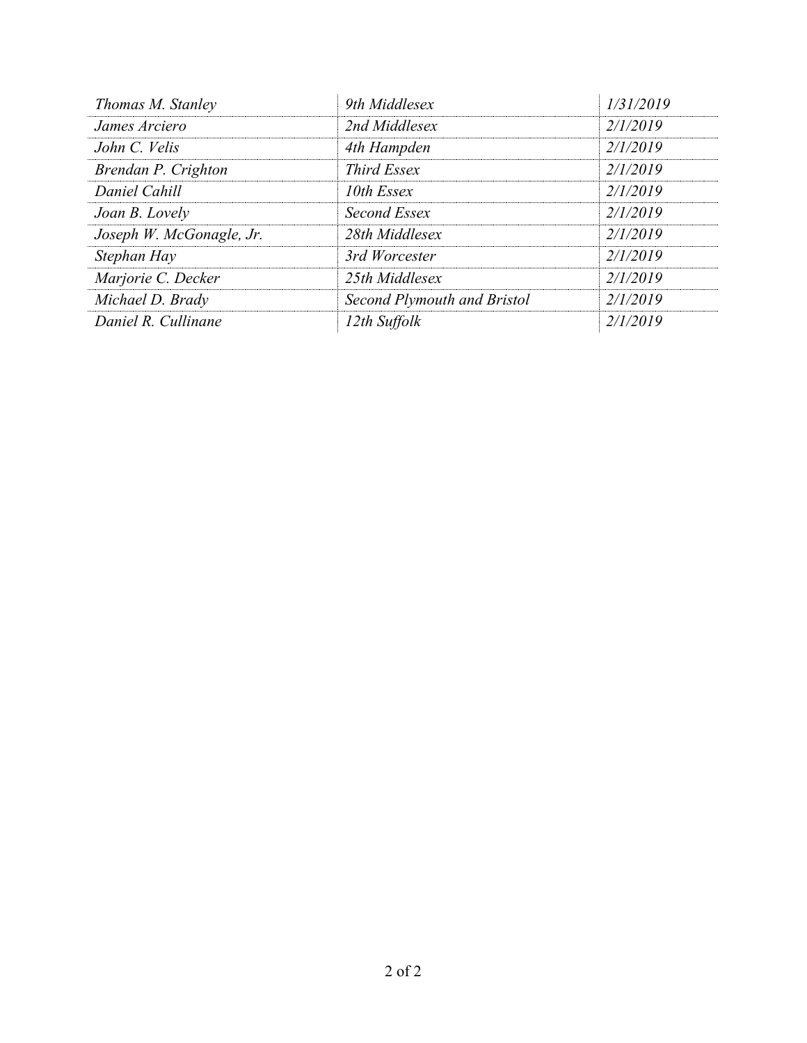| | | |
|---|---|---|
| *Thomas M. Stanley* | *9th Middlesex* | *1/31/2019* |
| *James Arciero* | *2nd Middlesex* | *2/1/2019* |
| *John C. Velis* | *4th Hampden* | *2/1/2019* |
| *Brendan P. Crighton* | *Third Essex* | *2/1/2019* |
| *Daniel Cahill* | *10th Essex* | *2/1/2019* |
| *Joan B. Lovely* | *Second Essex* | *2/1/2019* |
| *Joseph W. McGonagle, Jr.* | *28th Middlesex* | *2/1/2019* |
| *Stephan Hay* | *3rd Worcester* | *2/1/2019* |
| *Marjorie C. Decker* | *25th Middlesex* | *2/1/2019* |
| *Michael D. Brady* | *Second Plymouth and Bristol* | *2/1/2019* |
| *Daniel R. Cullinane* | *12th Suffolk* | *2/1/2019* |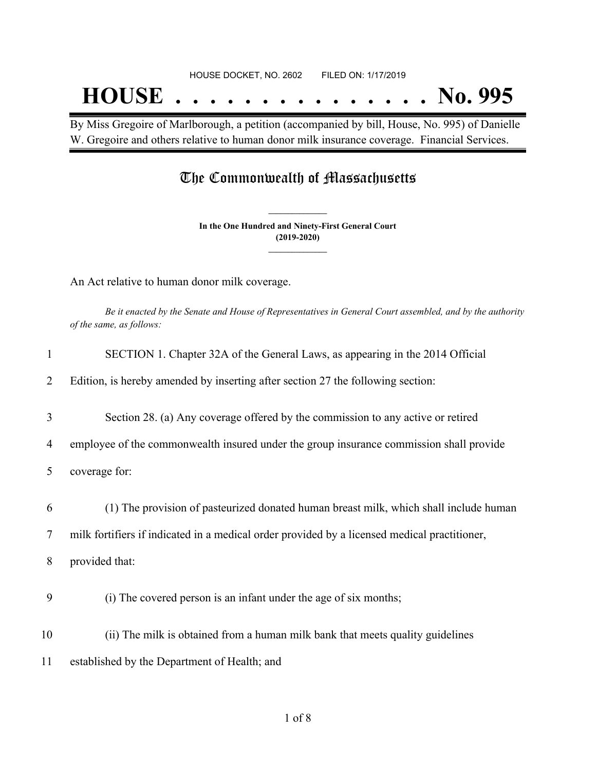HOUSE DOCKET, NO. 2602 FILED ON: 1/17/2019

# HOUSE . . . . . . . . . . . . . . . No. 995

By Miss Gregoire of Marlborough, a petition (accompanied by bill, House, No. 995) of Danielle W. Gregoire and others relative to human donor milk insurance coverage. Financial Services.

## The Commonwealth of Massachusetts

**In the One Hundred and Ninety-First General Court**
**(2019-2020)**

An Act relative to human donor milk coverage.

*Be it enacted by the Senate and House of Representatives in General Court assembled, and by the authority of the same, as follows:*

1 SECTION 1. Chapter 32A of the General Laws, as appearing in the 2014 Official

2 Edition, is hereby amended by inserting after section 27 the following section:

3 Section 28. (a) Any coverage offered by the commission to any active or retired

4 employee of the commonwealth insured under the group insurance commission shall provide

5 coverage for:

6 (1) The provision of pasteurized donated human breast milk, which shall include human

7 milk fortifiers if indicated in a medical order provided by a licensed medical practitioner,

8 provided that:

9 (i) The covered person is an infant under the age of six months;

10 (ii) The milk is obtained from a human milk bank that meets quality guidelines

11 established by the Department of Health; and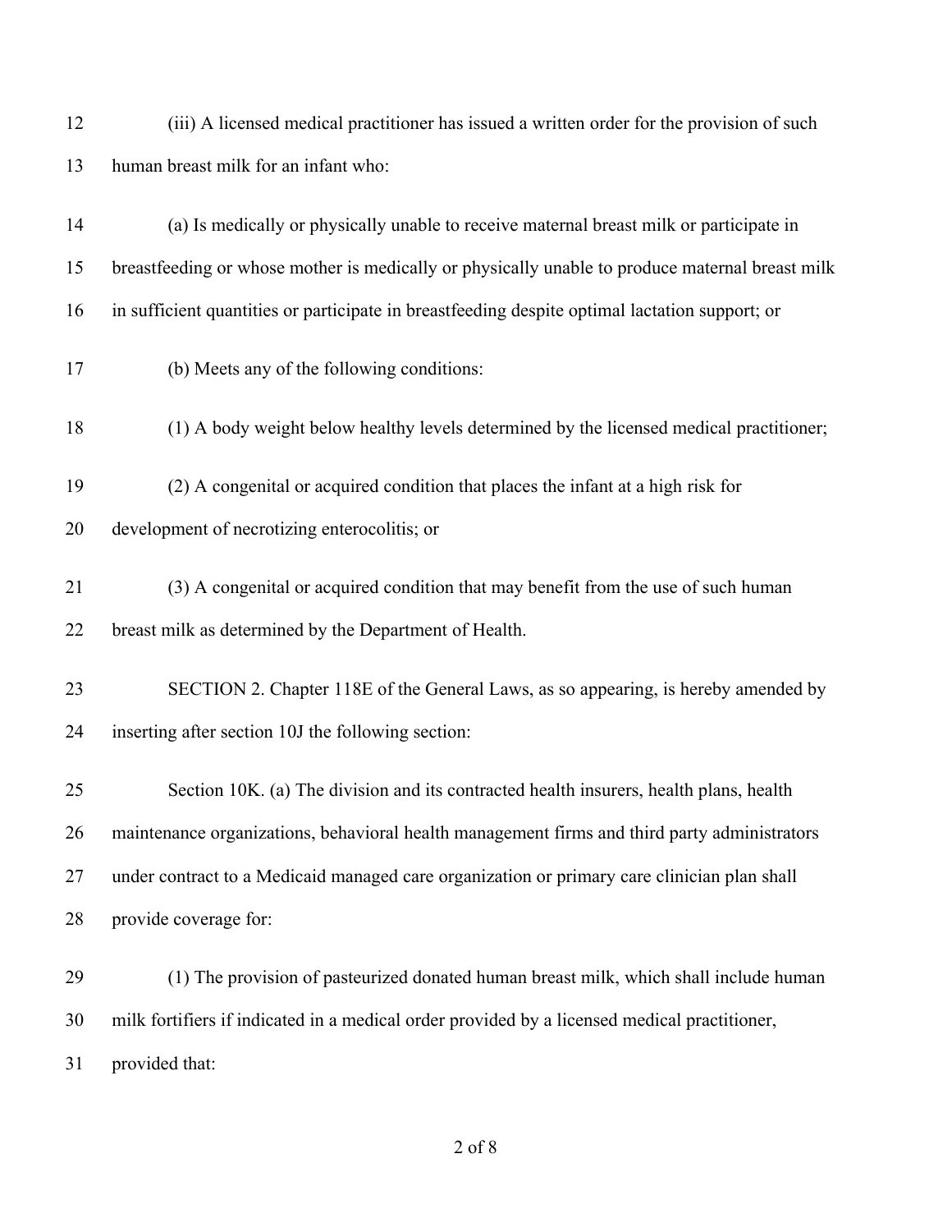(iii) A licensed medical practitioner has issued a written order for the provision of such human breast milk for an infant who:

(a) Is medically or physically unable to receive maternal breast milk or participate in breastfeeding or whose mother is medically or physically unable to produce maternal breast milk in sufficient quantities or participate in breastfeeding despite optimal lactation support; or

(b) Meets any of the following conditions:

(1) A body weight below healthy levels determined by the licensed medical practitioner;

(2) A congenital or acquired condition that places the infant at a high risk for development of necrotizing enterocolitis; or

(3) A congenital or acquired condition that may benefit from the use of such human breast milk as determined by the Department of Health.

SECTION 2. Chapter 118E of the General Laws, as so appearing, is hereby amended by inserting after section 10J the following section:

Section 10K. (a) The division and its contracted health insurers, health plans, health maintenance organizations, behavioral health management firms and third party administrators under contract to a Medicaid managed care organization or primary care clinician plan shall provide coverage for:

(1) The provision of pasteurized donated human breast milk, which shall include human milk fortifiers if indicated in a medical order provided by a licensed medical practitioner, provided that: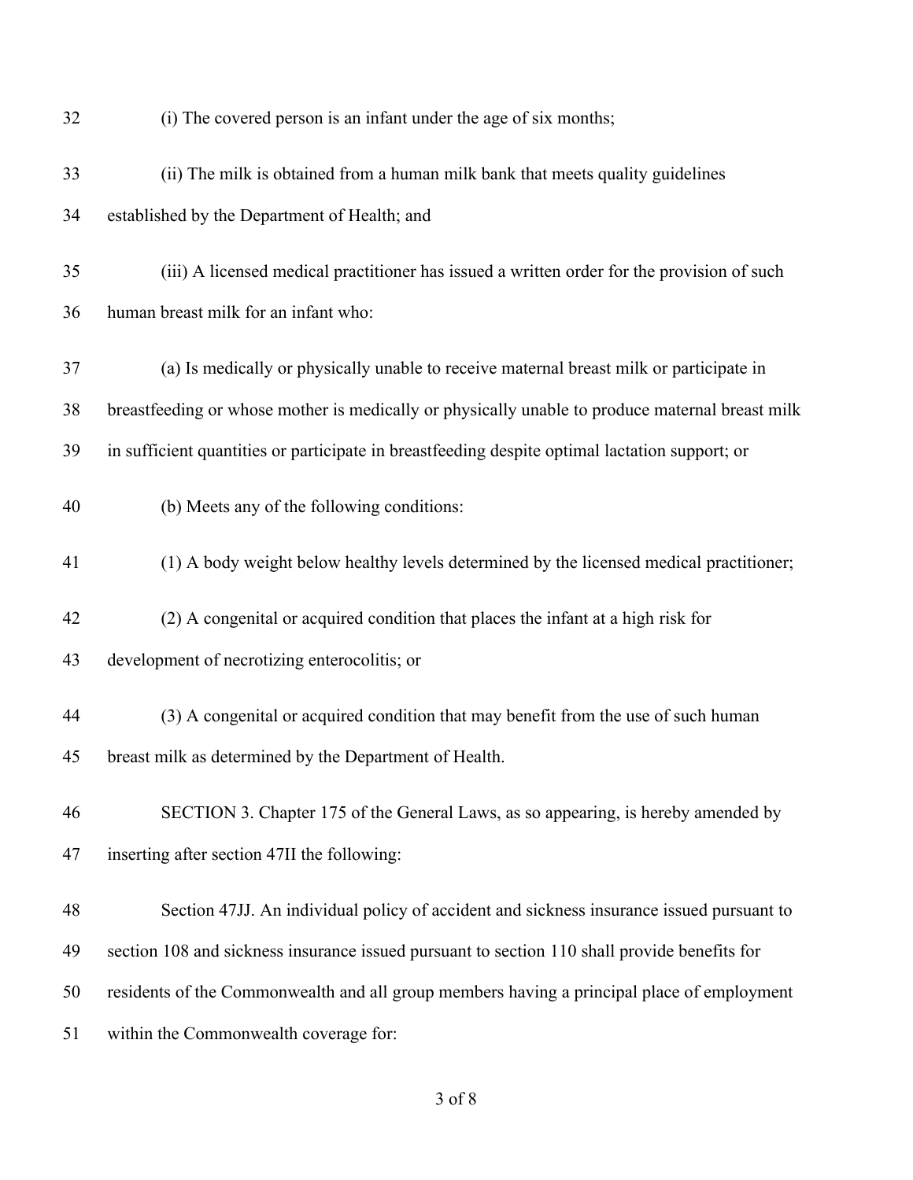(i) The covered person is an infant under the age of six months;

(ii) The milk is obtained from a human milk bank that meets quality guidelines established by the Department of Health; and

(iii) A licensed medical practitioner has issued a written order for the provision of such human breast milk for an infant who:

(a) Is medically or physically unable to receive maternal breast milk or participate in breastfeeding or whose mother is medically or physically unable to produce maternal breast milk in sufficient quantities or participate in breastfeeding despite optimal lactation support; or

(b) Meets any of the following conditions:

(1) A body weight below healthy levels determined by the licensed medical practitioner;

(2) A congenital or acquired condition that places the infant at a high risk for development of necrotizing enterocolitis; or

(3) A congenital or acquired condition that may benefit from the use of such human breast milk as determined by the Department of Health.

SECTION 3. Chapter 175 of the General Laws, as so appearing, is hereby amended by inserting after section 47II the following:

Section 47JJ. An individual policy of accident and sickness insurance issued pursuant to section 108 and sickness insurance issued pursuant to section 110 shall provide benefits for residents of the Commonwealth and all group members having a principal place of employment within the Commonwealth coverage for: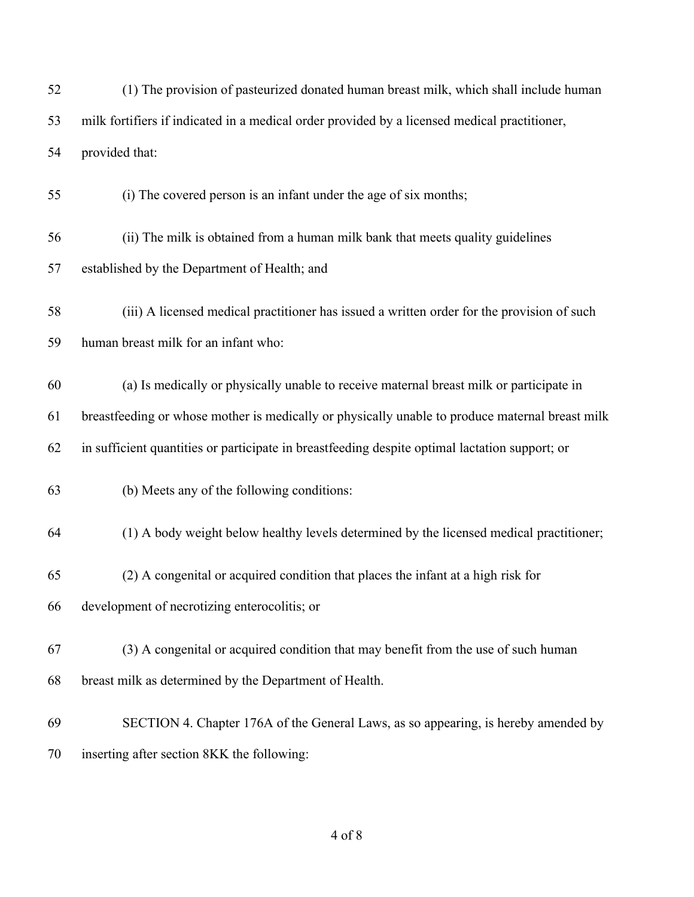52 (1) The provision of pasteurized donated human breast milk, which shall include human

53 milk fortifiers if indicated in a medical order provided by a licensed medical practitioner,

54 provided that:

55 (i) The covered person is an infant under the age of six months;

56 (ii) The milk is obtained from a human milk bank that meets quality guidelines

57 established by the Department of Health; and

58 (iii) A licensed medical practitioner has issued a written order for the provision of such

59 human breast milk for an infant who:

60 (a) Is medically or physically unable to receive maternal breast milk or participate in

61 breastfeeding or whose mother is medically or physically unable to produce maternal breast milk

62 in sufficient quantities or participate in breastfeeding despite optimal lactation support; or

63 (b) Meets any of the following conditions:

64 (1) A body weight below healthy levels determined by the licensed medical practitioner;

65 (2) A congenital or acquired condition that places the infant at a high risk for

66 development of necrotizing enterocolitis; or

67 (3) A congenital or acquired condition that may benefit from the use of such human

68 breast milk as determined by the Department of Health.

69 SECTION 4. Chapter 176A of the General Laws, as so appearing, is hereby amended by

70 inserting after section 8KK the following: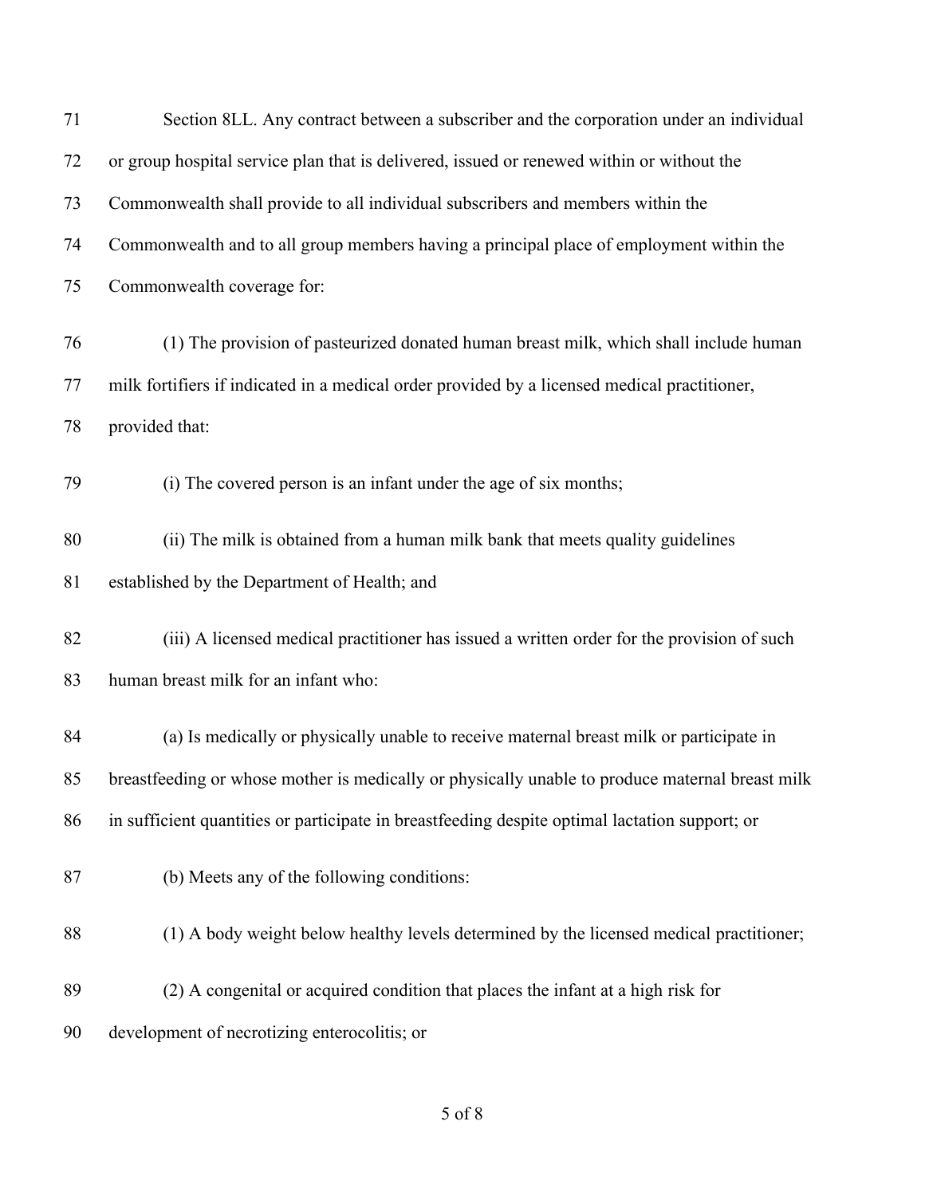Section 8LL. Any contract between a subscriber and the corporation under an individual or group hospital service plan that is delivered, issued or renewed within or without the Commonwealth shall provide to all individual subscribers and members within the Commonwealth and to all group members having a principal place of employment within the Commonwealth coverage for:

(1) The provision of pasteurized donated human breast milk, which shall include human milk fortifiers if indicated in a medical order provided by a licensed medical practitioner, provided that:

(i) The covered person is an infant under the age of six months;

(ii) The milk is obtained from a human milk bank that meets quality guidelines established by the Department of Health; and

(iii) A licensed medical practitioner has issued a written order for the provision of such human breast milk for an infant who:

(a) Is medically or physically unable to receive maternal breast milk or participate in breastfeeding or whose mother is medically or physically unable to produce maternal breast milk in sufficient quantities or participate in breastfeeding despite optimal lactation support; or

(b) Meets any of the following conditions:

(1) A body weight below healthy levels determined by the licensed medical practitioner;

(2) A congenital or acquired condition that places the infant at a high risk for development of necrotizing enterocolitis; or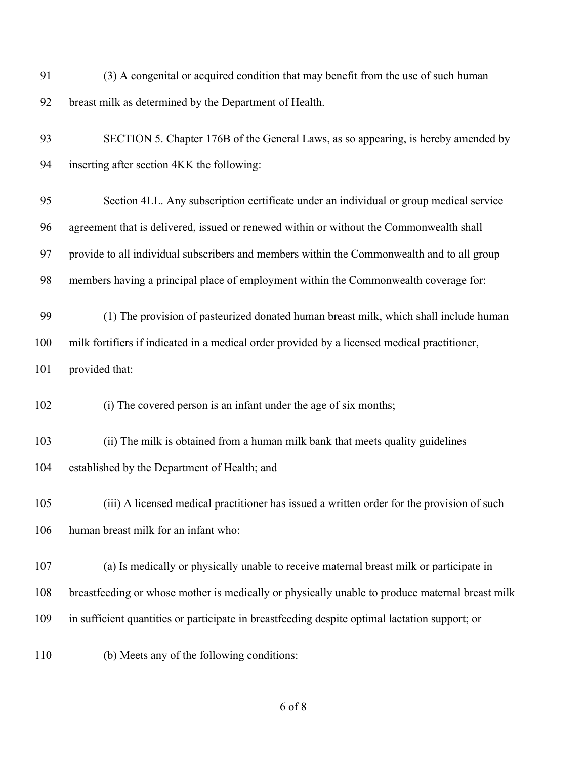(3) A congenital or acquired condition that may benefit from the use of such human breast milk as determined by the Department of Health.

SECTION 5. Chapter 176B of the General Laws, as so appearing, is hereby amended by inserting after section 4KK the following:

Section 4LL. Any subscription certificate under an individual or group medical service agreement that is delivered, issued or renewed within or without the Commonwealth shall provide to all individual subscribers and members within the Commonwealth and to all group members having a principal place of employment within the Commonwealth coverage for:

(1) The provision of pasteurized donated human breast milk, which shall include human milk fortifiers if indicated in a medical order provided by a licensed medical practitioner, provided that:

(i) The covered person is an infant under the age of six months;

(ii) The milk is obtained from a human milk bank that meets quality guidelines established by the Department of Health; and

(iii) A licensed medical practitioner has issued a written order for the provision of such human breast milk for an infant who:

(a) Is medically or physically unable to receive maternal breast milk or participate in breastfeeding or whose mother is medically or physically unable to produce maternal breast milk in sufficient quantities or participate in breastfeeding despite optimal lactation support; or

(b) Meets any of the following conditions: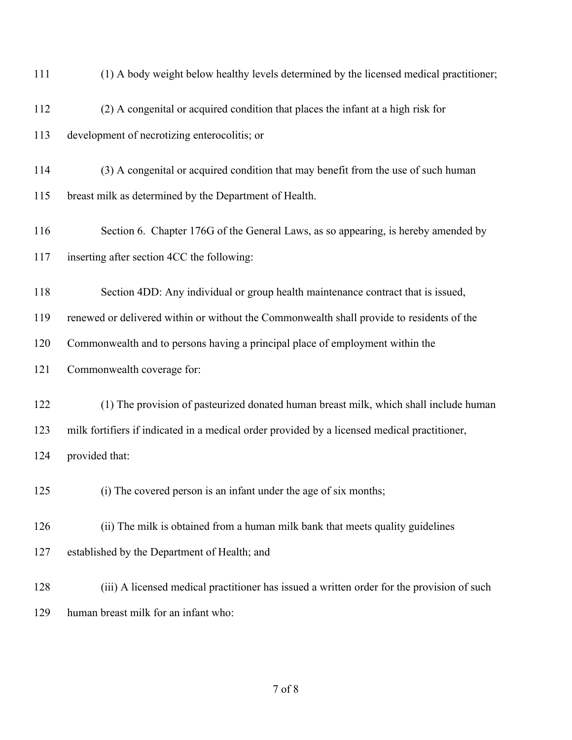(1) A body weight below healthy levels determined by the licensed medical practitioner;

(2) A congenital or acquired condition that places the infant at a high risk for development of necrotizing enterocolitis; or

(3) A congenital or acquired condition that may benefit from the use of such human breast milk as determined by the Department of Health.

Section 6. Chapter 176G of the General Laws, as so appearing, is hereby amended by inserting after section 4CC the following:

Section 4DD: Any individual or group health maintenance contract that is issued, renewed or delivered within or without the Commonwealth shall provide to residents of the Commonwealth and to persons having a principal place of employment within the Commonwealth coverage for:

(1) The provision of pasteurized donated human breast milk, which shall include human milk fortifiers if indicated in a medical order provided by a licensed medical practitioner, provided that:

(i) The covered person is an infant under the age of six months;

(ii) The milk is obtained from a human milk bank that meets quality guidelines established by the Department of Health; and

(iii) A licensed medical practitioner has issued a written order for the provision of such human breast milk for an infant who: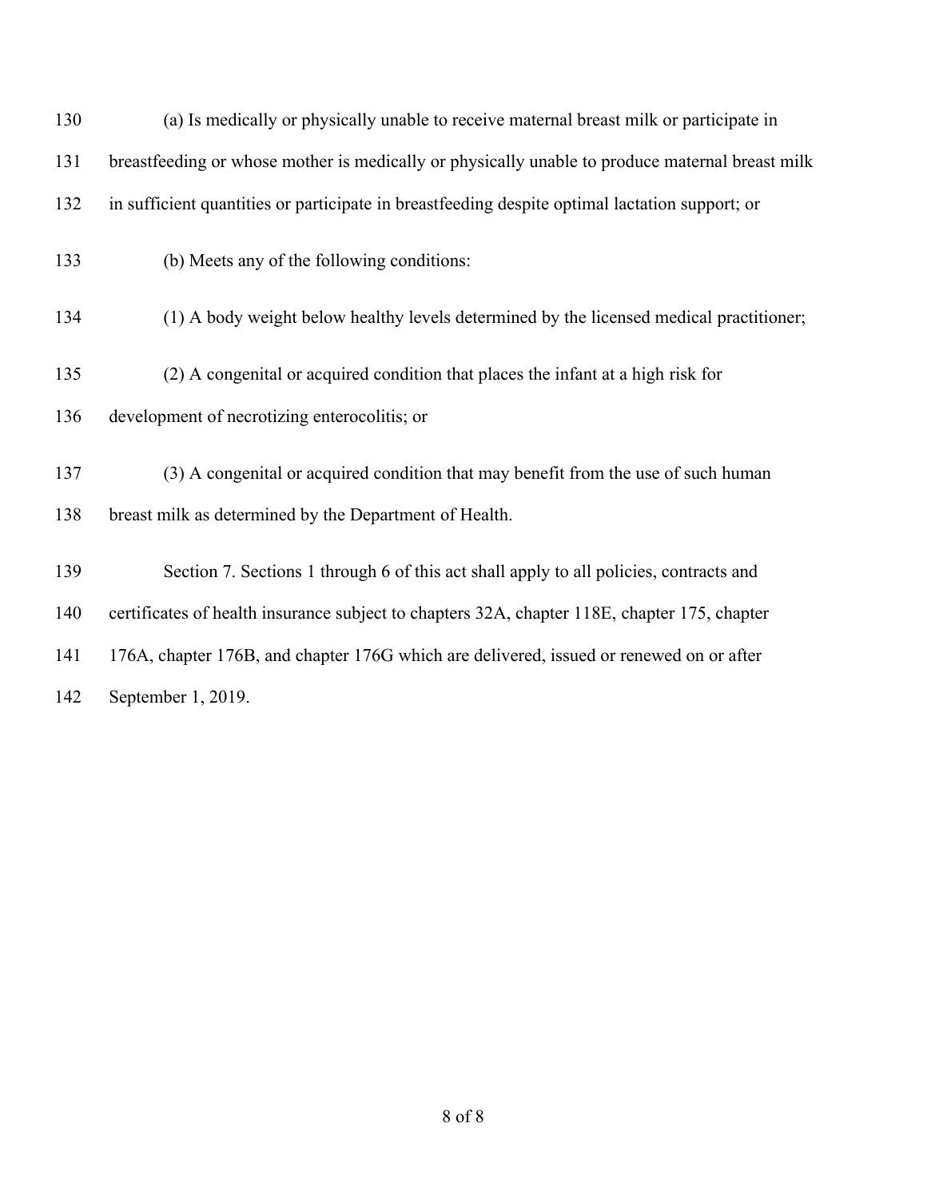(a) Is medically or physically unable to receive maternal breast milk or participate in breastfeeding or whose mother is medically or physically unable to produce maternal breast milk in sufficient quantities or participate in breastfeeding despite optimal lactation support; or

(b) Meets any of the following conditions:

(1) A body weight below healthy levels determined by the licensed medical practitioner;

(2) A congenital or acquired condition that places the infant at a high risk for development of necrotizing enterocolitis; or

(3) A congenital or acquired condition that may benefit from the use of such human breast milk as determined by the Department of Health.

Section 7. Sections 1 through 6 of this act shall apply to all policies, contracts and certificates of health insurance subject to chapters 32A, chapter 118E, chapter 175, chapter 176A, chapter 176B, and chapter 176G which are delivered, issued or renewed on or after September 1, 2019.